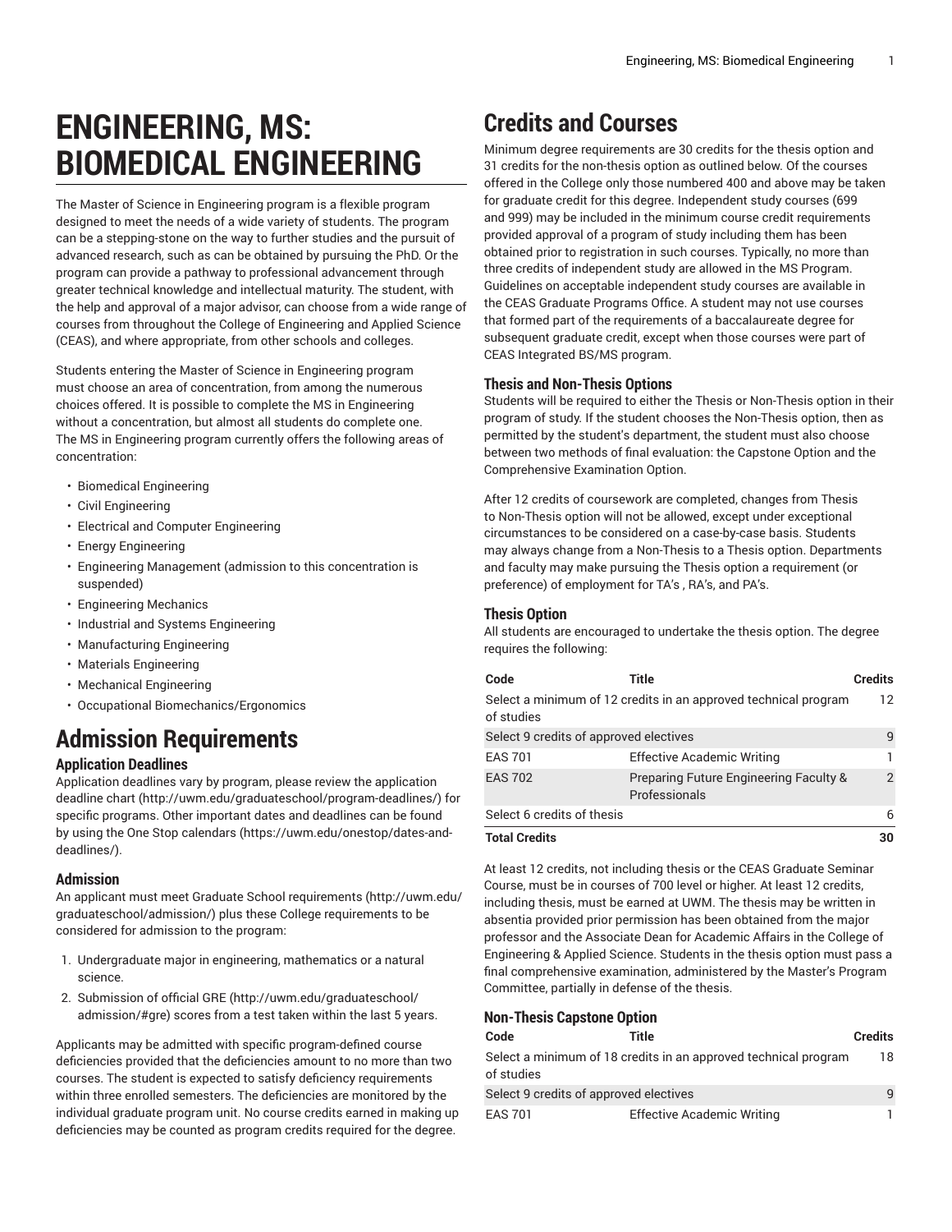# ENGINEERING, MS: BIOMEDICAL ENGINEERING

The Master of Science in Engineering program is a flexible program designed to meet the needs of a wide variety of students. The program can be a stepping-stone on the way to further studies and the pursuit of advanced research, such as can be obtained by pursuing the PhD. Or the program can provide a pathway to professional advancement through greater technical knowledge and intellectual maturity. The student, with the help and approval of a major advisor, can choose from a wide range of courses from throughout the College of Engineering and Applied Science (CEAS), and where appropriate, from other schools and colleges.

Students entering the Master of Science in Engineering program must choose an area of concentration, from among the numerous choices offered. It is possible to complete the MS in Engineering without a concentration, but almost all students do complete one. The MS in Engineering program currently offers the following areas of concentration:

- Biomedical Engineering
- Civil Engineering
- Electrical and Computer Engineering
- Energy Engineering
- Engineering Management (admission to this concentration is suspended)
- Engineering Mechanics
- Industrial and Systems Engineering
- Manufacturing Engineering
- Materials Engineering
- Mechanical Engineering
- Occupational Biomechanics/Ergonomics

## Admission Requirements

### Application Deadlines

Application deadlines vary by program, please review the application deadline chart (http://uwm.edu/graduateschool/program-deadlines/) for specific programs. Other important dates and deadlines can be found by using the One Stop calendars (https://uwm.edu/onestop/dates-and-deadlines/).

### Admission

An applicant must meet Graduate School requirements (http://uwm.edu/graduateschool/admission/) plus these College requirements to be considered for admission to the program:

1. Undergraduate major in engineering, mathematics or a natural science.
2. Submission of official GRE (http://uwm.edu/graduateschool/admission/#gre) scores from a test taken within the last 5 years.

Applicants may be admitted with specific program-defined course deficiencies provided that the deficiencies amount to no more than two courses. The student is expected to satisfy deficiency requirements within three enrolled semesters. The deficiencies are monitored by the individual graduate program unit. No course credits earned in making up deficiencies may be counted as program credits required for the degree.

## Credits and Courses

Minimum degree requirements are 30 credits for the thesis option and 31 credits for the non-thesis option as outlined below. Of the courses offered in the College only those numbered 400 and above may be taken for graduate credit for this degree. Independent study courses (699 and 999) may be included in the minimum course credit requirements provided approval of a program of study including them has been obtained prior to registration in such courses. Typically, no more than three credits of independent study are allowed in the MS Program. Guidelines on acceptable independent study courses are available in the CEAS Graduate Programs Office. A student may not use courses that formed part of the requirements of a baccalaureate degree for subsequent graduate credit, except when those courses were part of CEAS Integrated BS/MS program.

### Thesis and Non-Thesis Options

Students will be required to either the Thesis or Non-Thesis option in their program of study. If the student chooses the Non-Thesis option, then as permitted by the student's department, the student must also choose between two methods of final evaluation: the Capstone Option and the Comprehensive Examination Option.

After 12 credits of coursework are completed, changes from Thesis to Non-Thesis option will not be allowed, except under exceptional circumstances to be considered on a case-by-case basis. Students may always change from a Non-Thesis to a Thesis option. Departments and faculty may make pursuing the Thesis option a requirement (or preference) of employment for TA's , RA's, and PA's.

### Thesis Option

All students are encouraged to undertake the thesis option. The degree requires the following:

| Code | Title | Credits |
| --- | --- | --- |
| Select a minimum of 12 credits in an approved technical program of studies | | 12 |
| Select 9 credits of approved electives | | 9 |
| EAS 701 | Effective Academic Writing | 1 |
| EAS 702 | Preparing Future Engineering Faculty & Professionals | 2 |
| Select 6 credits of thesis | | 6 |
| **Total Credits** | | **30** |

At least 12 credits, not including thesis or the CEAS Graduate Seminar Course, must be in courses of 700 level or higher. At least 12 credits, including thesis, must be earned at UWM. The thesis may be written in absentia provided prior permission has been obtained from the major professor and the Associate Dean for Academic Affairs in the College of Engineering & Applied Science. Students in the thesis option must pass a final comprehensive examination, administered by the Master's Program Committee, partially in defense of the thesis.

### Non-Thesis Capstone Option

| Code | Title | Credits |
| --- | --- | --- |
| Select a minimum of 18 credits in an approved technical program of studies | | 18 |
| Select 9 credits of approved electives | | 9 |
| EAS 701 | Effective Academic Writing | 1 |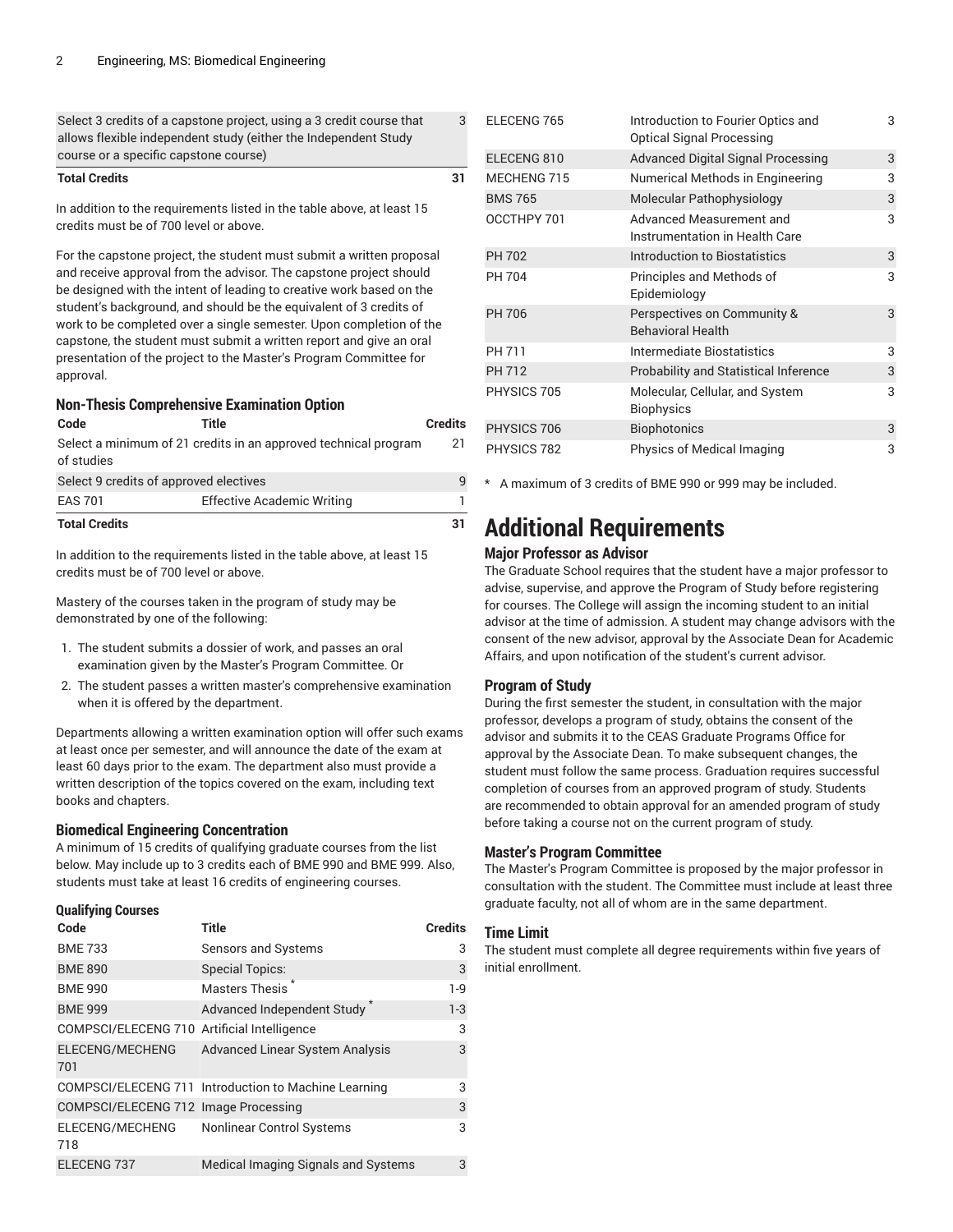| | | |
|---|---|---|
| Select 3 credits of a capstone project, using a 3 credit course that allows flexible independent study (either the Independent Study course or a specific capstone course) | | 3 |
| **Total Credits** | | **31** |

In addition to the requirements listed in the table above, at least 15 credits must be of 700 level or above.

For the capstone project, the student must submit a written proposal and receive approval from the advisor. The capstone project should be designed with the intent of leading to creative work based on the student's background, and should be the equivalent of 3 credits of work to be completed over a single semester. Upon completion of the capstone, the student must submit a written report and give an oral presentation of the project to the Master's Program Committee for approval.

### Non-Thesis Comprehensive Examination Option

| Code | Title | Credits |
|---|---|---|
| Select a minimum of 21 credits in an approved technical program of studies | | 21 |
| Select 9 credits of approved electives | | 9 |
| EAS 701 | Effective Academic Writing | 1 |
| **Total Credits** | | **31** |

In addition to the requirements listed in the table above, at least 15 credits must be of 700 level or above.

Mastery of the courses taken in the program of study may be demonstrated by one of the following:

1. The student submits a dossier of work, and passes an oral examination given by the Master's Program Committee. Or
2. The student passes a written master's comprehensive examination when it is offered by the department.

Departments allowing a written examination option will offer such exams at least once per semester, and will announce the date of the exam at least 60 days prior to the exam. The department also must provide a written description of the topics covered on the exam, including text books and chapters.

### Biomedical Engineering Concentration

A minimum of 15 credits of qualifying graduate courses from the list below. May include up to 3 credits each of BME 990 and BME 999. Also, students must take at least 16 credits of engineering courses.

#### Qualifying Courses

| Code | Title | Credits |
|---|---|---|
| BME 733 | Sensors and Systems | 3 |
| BME 890 | Special Topics: | 3 |
| BME 990 | Masters Thesis * | 1-9 |
| BME 999 | Advanced Independent Study * | 1-3 |
| COMPSCI/ELECENG 710 | Artificial Intelligence | 3 |
| ELECENG/MECHENG 701 | Advanced Linear System Analysis | 3 |
| COMPSCI/ELECENG 711 | Introduction to Machine Learning | 3 |
| COMPSCI/ELECENG 712 | Image Processing | 3 |
| ELECENG/MECHENG 718 | Nonlinear Control Systems | 3 |
| ELECENG 737 | Medical Imaging Signals and Systems | 3 |
| ELECENG 765 | Introduction to Fourier Optics and Optical Signal Processing | 3 |
| ELECENG 810 | Advanced Digital Signal Processing | 3 |
| MECHENG 715 | Numerical Methods in Engineering | 3 |
| BMS 765 | Molecular Pathophysiology | 3 |
| OCCTHPY 701 | Advanced Measurement and Instrumentation in Health Care | 3 |
| PH 702 | Introduction to Biostatistics | 3 |
| PH 704 | Principles and Methods of Epidemiology | 3 |
| PH 706 | Perspectives on Community & Behavioral Health | 3 |
| PH 711 | Intermediate Biostatistics | 3 |
| PH 712 | Probability and Statistical Inference | 3 |
| PHYSICS 705 | Molecular, Cellular, and System Biophysics | 3 |
| PHYSICS 706 | Biophotonics | 3 |
| PHYSICS 782 | Physics of Medical Imaging | 3 |

\* A maximum of 3 credits of BME 990 or 999 may be included.

# Additional Requirements

### Major Professor as Advisor

The Graduate School requires that the student have a major professor to advise, supervise, and approve the Program of Study before registering for courses. The College will assign the incoming student to an initial advisor at the time of admission. A student may change advisors with the consent of the new advisor, approval by the Associate Dean for Academic Affairs, and upon notification of the student's current advisor.

### Program of Study

During the first semester the student, in consultation with the major professor, develops a program of study, obtains the consent of the advisor and submits it to the CEAS Graduate Programs Office for approval by the Associate Dean. To make subsequent changes, the student must follow the same process. Graduation requires successful completion of courses from an approved program of study. Students are recommended to obtain approval for an amended program of study before taking a course not on the current program of study.

### Master's Program Committee

The Master's Program Committee is proposed by the major professor in consultation with the student. The Committee must include at least three graduate faculty, not all of whom are in the same department.

### Time Limit

The student must complete all degree requirements within five years of initial enrollment.